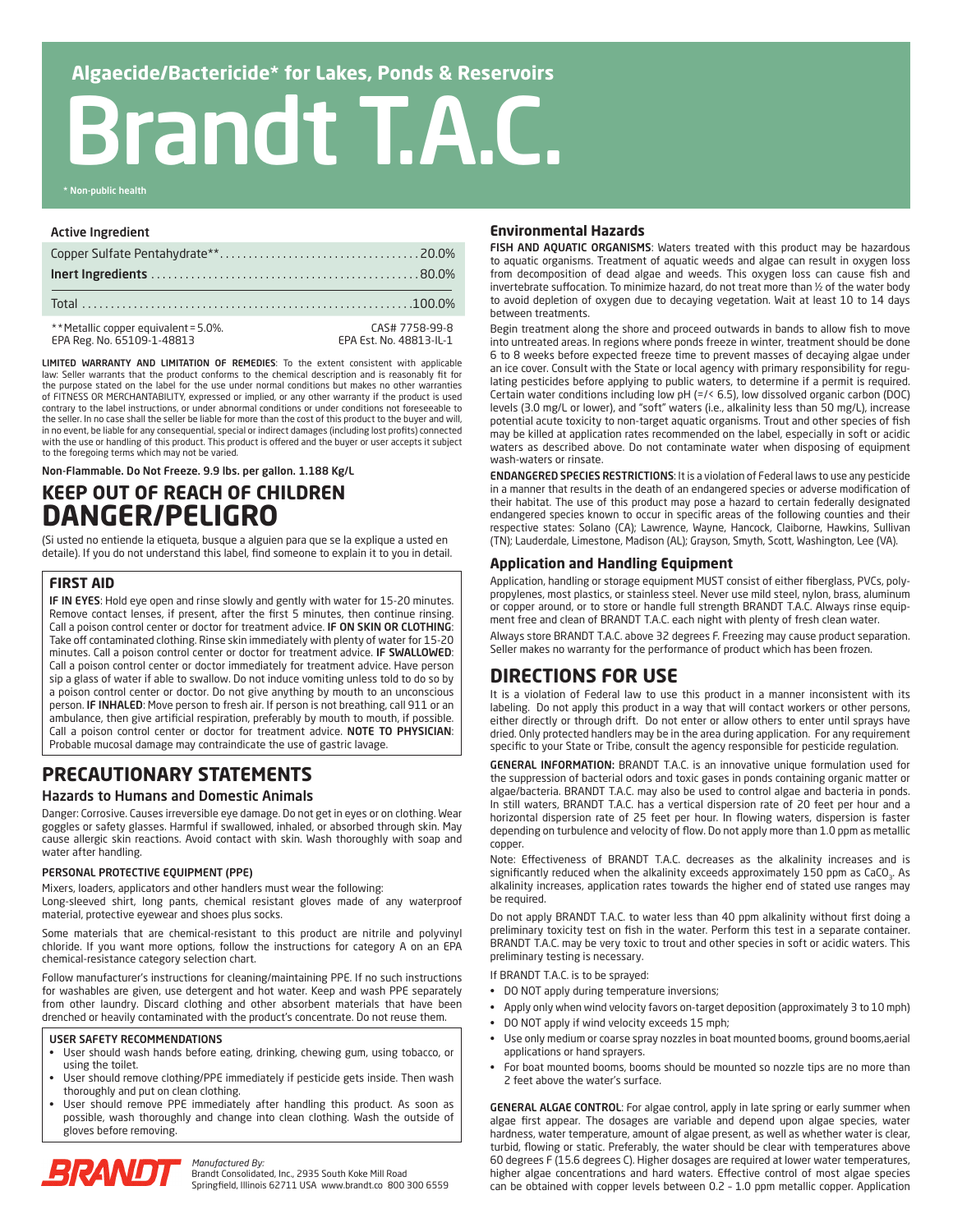**Algaecide/Bactericide* for Lakes, Ponds & Reservoirs**

# Brandt T.A.C.

\* Non-public health

### Active Ingredient

| | |
|---|---|
| Copper Sulfate Pentahydrate** | 20.0% |
| **Inert Ingredients** | 80.0% |
| Total | 100.0% |

**Metallic copper equivalent = 5.0%. CAS# 7758-99-8
EPA Reg. No. 65109-1-48813 EPA Est. No. 48813-IL-1

**LIMITED WARRANTY AND LIMITATION OF REMEDIES**: To the extent consistent with applicable law: Seller warrants that the product conforms to the chemical description and is reasonably fit for the purpose stated on the label for the use under normal conditions but makes no other warranties of FITNESS OR MERCHANTABILITY, expressed or implied, or any other warranty if the product is used contrary to the label instructions, or under abnormal conditions or under conditions not foreseeable to the seller. In no case shall the seller be liable for more than the cost of this product to the buyer and will, in no event, be liable for any consequential, special or indirect damages (including lost profits) connected with the use or handling of this product. This product is offered and the buyer or user accepts it subject to the foregoing terms which may not be varied.

**Non-Flammable. Do Not Freeze. 9.9 lbs. per gallon. 1.188 Kg/L**

## KEEP OUT OF REACH OF CHILDREN
## DANGER/PELIGRO

(Si usted no entiende la etiqueta, busque a alguien para que se la explique a usted en detalle). If you do not understand this label, find someone to explain it to you in detail.

### FIRST AID

**IF IN EYES**: Hold eye open and rinse slowly and gently with water for 15-20 minutes. Remove contact lenses, if present, after the first 5 minutes, then continue rinsing. Call a poison control center or doctor for treatment advice. **IF ON SKIN OR CLOTHING**: Take off contaminated clothing. Rinse skin immediately with plenty of water for 15-20 minutes. Call a poison control center or doctor for treatment advice. **IF SWALLOWED**: Call a poison control center or doctor immediately for treatment advice. Have person sip a glass of water if able to swallow. Do not induce vomiting unless told to do so by a poison control center or doctor. Do not give anything by mouth to an unconscious person. **IF INHALED**: Move person to fresh air. If person is not breathing, call 911 or an ambulance, then give artificial respiration, preferably by mouth to mouth, if possible. Call a poison control center or doctor for treatment advice. **NOTE TO PHYSICIAN**: Probable mucosal damage may contraindicate the use of gastric lavage.

## PRECAUTIONARY STATEMENTS

### Hazards to Humans and Domestic Animals

Danger: Corrosive. Causes irreversible eye damage. Do not get in eyes or on clothing. Wear goggles or safety glasses. Harmful if swallowed, inhaled, or absorbed through skin. May cause allergic skin reactions. Avoid contact with skin. Wash thoroughly with soap and water after handling.

#### PERSONAL PROTECTIVE EQUIPMENT (PPE)

Mixers, loaders, applicators and other handlers must wear the following:
Long-sleeved shirt, long pants, chemical resistant gloves made of any waterproof material, protective eyewear and shoes plus socks.

Some materials that are chemical-resistant to this product are nitrile and polyvinyl chloride. If you want more options, follow the instructions for category A on an EPA chemical-resistance category selection chart.

Follow manufacturer's instructions for cleaning/maintaining PPE. If no such instructions for washables are given, use detergent and hot water. Keep and wash PPE separately from other laundry. Discard clothing and other absorbent materials that have been drenched or heavily contaminated with the product's concentrate. Do not reuse them.

#### USER SAFETY RECOMMENDATIONS

- User should wash hands before eating, drinking, chewing gum, using tobacco, or using the toilet.
- User should remove clothing/PPE immediately if pesticide gets inside. Then wash thoroughly and put on clean clothing.
- User should remove PPE immediately after handling this product. As soon as possible, wash thoroughly and change into clean clothing. Wash the outside of gloves before removing.

BRANDT
*Manufactured By:*
Brandt Consolidated, Inc., 2935 South Koke Mill Road
Springfield, Illinois 62711 USA www.brandt.co 800 300 6559

### Environmental Hazards

**FISH AND AQUATIC ORGANISMS**: Waters treated with this product may be hazardous to aquatic organisms. Treatment of aquatic weeds and algae can result in oxygen loss from decomposition of dead algae and weeds. This oxygen loss can cause fish and invertebrate suffocation. To minimize hazard, do not treat more than ½ of the water body to avoid depletion of oxygen due to decaying vegetation. Wait at least 10 to 14 days between treatments.

Begin treatment along the shore and proceed outwards in bands to allow fish to move into untreated areas. In regions where ponds freeze in winter, treatment should be done 6 to 8 weeks before expected freeze time to prevent masses of decaying algae under an ice cover. Consult with the State or local agency with primary responsibility for regulating pesticides before applying to public waters, to determine if a permit is required. Certain water conditions including low pH (=/< 6.5), low dissolved organic carbon (DOC) levels (3.0 mg/L or lower), and "soft" waters (i.e., alkalinity less than 50 mg/L), increase potential acute toxicity to non-target aquatic organisms. Trout and other species of fish may be killed at application rates recommended on the label, especially in soft or acidic waters as described above. Do not contaminate water when disposing of equipment wash-waters or rinsate.

**ENDANGERED SPECIES RESTRICTIONS**: It is a violation of Federal laws to use any pesticide in a manner that results in the death of an endangered species or adverse modification of their habitat. The use of this product may pose a hazard to certain federally designated endangered species known to occur in specific areas of the following counties and their respective states: Solano (CA); Lawrence, Wayne, Hancock, Claiborne, Hawkins, Sullivan (TN); Lauderdale, Limestone, Madison (AL); Grayson, Smyth, Scott, Washington, Lee (VA).

### Application and Handling Equipment

Application, handling or storage equipment MUST consist of either fiberglass, PVCs, polypropylenes, most plastics, or stainless steel. Never use mild steel, nylon, brass, aluminum or copper around, or to store or handle full strength BRANDT T.A.C. Always rinse equipment free and clean of BRANDT T.A.C. each night with plenty of fresh clean water.

Always store BRANDT T.A.C. above 32 degrees F. Freezing may cause product separation. Seller makes no warranty for the performance of product which has been frozen.

## DIRECTIONS FOR USE

It is a violation of Federal law to use this product in a manner inconsistent with its labeling. Do not apply this product in a way that will contact workers or other persons, either directly or through drift. Do not enter or allow others to enter until sprays have dried. Only protected handlers may be in the area during application. For any requirement specific to your State or Tribe, consult the agency responsible for pesticide regulation.

**GENERAL INFORMATION:** BRANDT T.A.C. is an innovative unique formulation used for the suppression of bacterial odors and toxic gases in ponds containing organic matter or algae/bacteria. BRANDT T.A.C. may also be used to control algae and bacteria in ponds. In still waters, BRANDT T.A.C. has a vertical dispersion rate of 20 feet per hour and a horizontal dispersion rate of 25 feet per hour. In flowing waters, dispersion is faster depending on turbulence and velocity of flow. Do not apply more than 1.0 ppm as metallic copper.

Note: Effectiveness of BRANDT T.A.C. decreases as the alkalinity increases and is significantly reduced when the alkalinity exceeds approximately 150 ppm as $CaCO_3$. As alkalinity increases, application rates towards the higher end of stated use ranges may be required.

Do not apply BRANDT T.A.C. to water less than 40 ppm alkalinity without first doing a preliminary toxicity test on fish in the water. Perform this test in a separate container. BRANDT T.A.C. may be very toxic to trout and other species in soft or acidic waters. This preliminary testing is necessary.

If BRANDT T.A.C. is to be sprayed:

- DO NOT apply during temperature inversions;
- Apply only when wind velocity favors on-target deposition (approximately 3 to 10 mph)
- DO NOT apply if wind velocity exceeds 15 mph;
- Use only medium or coarse spray nozzles in boat mounted booms, ground booms,aerial applications or hand sprayers.
- For boat mounted booms, booms should be mounted so nozzle tips are no more than 2 feet above the water's surface.

**GENERAL ALGAE CONTROL**: For algae control, apply in late spring or early summer when algae first appear. The dosages are variable and depend upon algae species, water hardness, water temperature, amount of algae present, as well as whether water is clear, turbid, flowing or static. Preferably, the water should be clear with temperatures above 60 degrees F (15.6 degrees C). Higher dosages are required at lower water temperatures, higher algae concentrations and hard waters. Effective control of most algae species can be obtained with copper levels between 0.2 - 1.0 ppm metallic copper. Application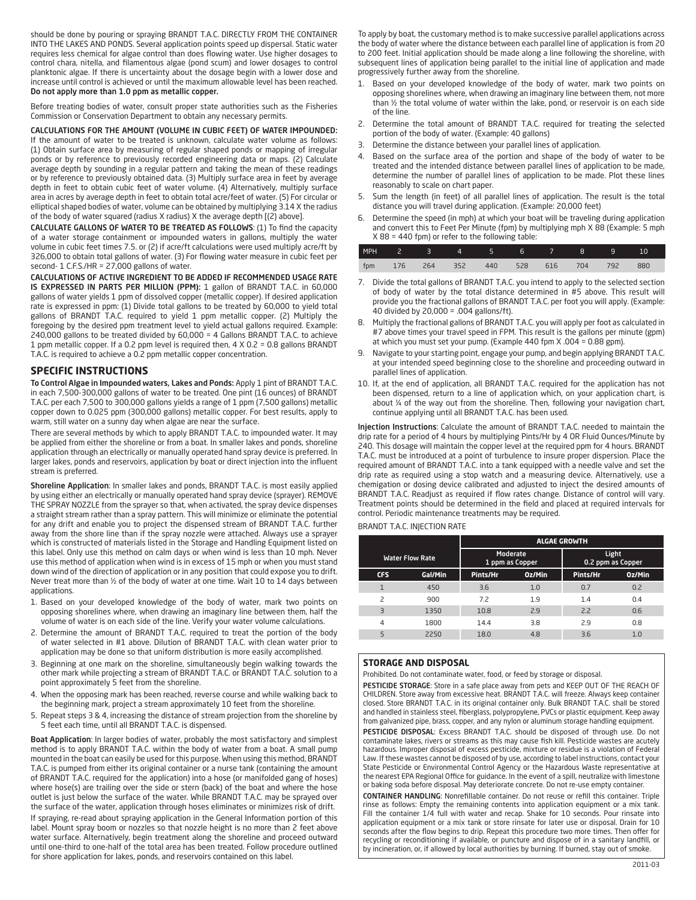should be done by pouring or spraying BRANDT T.A.C. DIRECTLY FROM THE CONTAINER INTO THE LAKES AND PONDS. Several application points speed up dispersal. Static water requires less chemical for algae control than does flowing water. Use higher dosages to control chara, nitella, and filamentous algae (pond scum) and lower dosages to control planktonic algae. If there is uncertainty about the dosage begin with a lower dose and increase until control is achieved or until the maximum allowable level has been reached. **Do not apply more than 1.0 ppm as metallic copper.**

Before treating bodies of water, consult proper state authorities such as the Fisheries Commission or Conservation Department to obtain any necessary permits.

**CALCULATIONS FOR THE AMOUNT (VOLUME IN CUBIC FEET) OF WATER IMPOUNDED:** If the amount of water to be treated is unknown, calculate water volume as follows: (1) Obtain surface area by measuring of regular shaped ponds or mapping of irregular ponds or by reference to previously recorded engineering data or maps. (2) Calculate average depth by sounding in a regular pattern and taking the mean of these readings or by reference to previously obtained data. (3) Multiply surface area in feet by average depth in feet to obtain cubic feet of water volume. (4) Alternatively, multiply surface area in acres by average depth in feet to obtain total acre/feet of water. (5) For circular or elliptical shaped bodies of water, volume can be obtained by multiplying 3.14 X the radius of the body of water squared (radius X radius) X the average depth [(2) above].

**CALCULATE GALLONS OF WATER TO BE TREATED AS FOLLOWS**: (1) To find the capacity of a water storage containment or impounded waters in gallons, multiply the water volume in cubic feet times 7.5. or (2) if acre/ft calculations were used multiply acre/ft by 326,000 to obtain total gallons of water. (3) For flowing water measure in cubic feet per second- 1 C.F.S./HR = 27,000 gallons of water.

**CALCULATIONS OF ACTIVE INGREDIENT TO BE ADDED IF RECOMMENDED USAGE RATE IS EXPRESSED IN PARTS PER MILLION (PPM):** 1 gallon of BRANDT T.A.C. in 60,000 gallons of water yields 1 ppm of dissolved copper (metallic copper). If desired application rate is expressed in ppm: (1) Divide total gallons to be treated by 60,000 to yield total gallons of BRANDT T.A.C. required to yield 1 ppm metallic copper. (2) Multiply the foregoing by the desired ppm treatment level to yield actual gallons required. Example: 240,000 gallons to be treated divided by 60,000 = 4 Gallons BRANDT T.A.C. to achieve 1 ppm metallic copper. If a 0.2 ppm level is required then, 4 X 0.2 = 0.8 gallons BRANDT T.A.C. is required to achieve a 0.2 ppm metallic copper concentration.

## SPECIFIC INSTRUCTIONS

**To Control Algae in Impounded waters, Lakes and Ponds:** Apply 1 pint of BRANDT T.A.C. in each 7,500-300,000 gallons of water to be treated. One pint (16 ounces) of BRANDT T.A.C. per each 7,500 to 300,000 gallons yields a range of 1 ppm (7,500 gallons) metallic copper down to 0.025 ppm (300,000 gallons) metallic copper. For best results, apply to warm, still water on a sunny day when algae are near the surface.

There are several methods by which to apply BRANDT T.A.C. to impounded water. It may be applied from either the shoreline or from a boat. In smaller lakes and ponds, shoreline application through an electrically or manually operated hand spray device is preferred. In larger lakes, ponds and reservoirs, application by boat or direct injection into the influent stream is preferred.

**Shoreline Application**: In smaller lakes and ponds, BRANDT T.A.C. is most easily applied by using either an electrically or manually operated hand spray device (sprayer). REMOVE THE SPRAY NOZZLE from the sprayer so that, when activated, the spray device dispenses a straight stream rather than a spray pattern. This will minimize or eliminate the potential for any drift and enable you to project the dispensed stream of BRANDT T.A.C. further away from the shore line than if the spray nozzle were attached. Always use a sprayer which is constructed of materials listed in the Storage and Handling Equipment listed on this label. Only use this method on calm days or when wind is less than 10 mph. Never use this method of application when wind is in excess of 15 mph or when you must stand down wind of the direction of application or in any position that could expose you to drift. Never treat more than ½ of the body of water at one time. Wait 10 to 14 days between applications.

1. Based on your developed knowledge of the body of water, mark two points on opposing shorelines where, when drawing an imaginary line between them, half the volume of water is on each side of the line. Verify your water volume calculations.
2. Determine the amount of BRANDT T.A.C. required to treat the portion of the body of water selected in #1 above. Dilution of BRANDT T.A.C. with clean water prior to application may be done so that uniform distribution is more easily accomplished.
3. Beginning at one mark on the shoreline, simultaneously begin walking towards the other mark while projecting a stream of BRANDT T.A.C. or BRANDT T.A.C. solution to a point approximately 5 feet from the shoreline.
4. When the opposing mark has been reached, reverse course and while walking back to the beginning mark, project a stream approximately 10 feet from the shoreline.
5. Repeat steps 3 & 4, increasing the distance of stream projection from the shoreline by 5 feet each time, until all BRANDT T.A.C. is dispensed.

**Boat Application**: In larger bodies of water, probably the most satisfactory and simplest method is to apply BRANDT T.A.C. within the body of water from a boat. A small pump mounted in the boat can easily be used for this purpose. When using this method, BRANDT T.A.C. is pumped from either its original container or a nurse tank (containing the amount of BRANDT T.A.C. required for the application) into a hose (or manifolded gang of hoses) where hose(s) are trailing over the side or stern (back) of the boat and where the hose outlet is just below the surface of the water. While BRANDT T.A.C. may be sprayed over the surface of the water, application through hoses eliminates or minimizes risk of drift.

If spraying, re-read about spraying application in the General Information portion of this label. Mount spray boom or nozzles so that nozzle height is no more than 2 feet above water surface. Alternatively, begin treatment along the shoreline and proceed outward until one-third to one-half of the total area has been treated. Follow procedure outlined for shore application for lakes, ponds, and reservoirs contained on this label.

To apply by boat, the customary method is to make successive parallel applications across the body of water where the distance between each parallel line of application is from 20 to 200 feet. Initial application should be made along a line following the shoreline, with subsequent lines of application being parallel to the initial line of application and made progressively further away from the shoreline.

1. Based on your developed knowledge of the body of water, mark two points on opposing shorelines where, when drawing an imaginary line between them, not more than ½ the total volume of water within the lake, pond, or reservoir is on each side of the line.
2. Determine the total amount of BRANDT T.A.C. required for treating the selected portion of the body of water. (Example: 40 gallons)
3. Determine the distance between your parallel lines of application.
4. Based on the surface area of the portion and shape of the body of water to be treated and the intended distance between parallel lines of application to be made, determine the number of parallel lines of application to be made. Plot these lines reasonably to scale on chart paper.
5. Sum the length (in feet) of all parallel lines of application. The result is the total distance you will travel during application. (Example: 20,000 feet)
6. Determine the speed (in mph) at which your boat will be traveling during application and convert this to Feet Per Minute (fpm) by multiplying mph X 88 (Example: 5 mph X 88 = 440 fpm) or refer to the following table:

| MPH | 2 | 3 | 4 | 5 | 6 | 7 | 8 | 9 | 10 |
|---|---|---|---|---|---|---|---|---|---|
| fpm | 176 | 264 | 352 | 440 | 528 | 616 | 704 | 792 | 880 |

7. Divide the total gallons of BRANDT T.A.C. you intend to apply to the selected section of body of water by the total distance determined in #5 above. This result will provide you the fractional gallons of BRANDT T.A.C. per foot you will apply. (Example: 40 divided by 20,000 = .004 gallons/ft).
8. Multiply the fractional gallons of BRANDT T.A.C. you will apply per foot as calculated in #7 above times your travel speed in FPM. This result is the gallons per minute (gpm) at which you must set your pump. (Example 440 fpm X .004 = 0.88 gpm).
9. Navigate to your starting point, engage your pump, and begin applying BRANDT T.A.C. at your intended speed beginning close to the shoreline and proceeding outward in parallel lines of application.
10. If, at the end of application, all BRANDT T.A.C. required for the application has not been dispensed, return to a line of application which, on your application chart, is about ¼ of the way out from the shoreline. Then, following your navigation chart, continue applying until all BRANDT T.A.C. has been used.

**Injection Instructions**: Calculate the amount of BRANDT T.A.C. needed to maintain the drip rate for a period of 4 hours by multiplying Pints/Hr by 4 OR Fluid Ounces/Minute by 240. This dosage will maintain the copper level at the required ppm for 4 hours. BRANDT T.A.C. must be introduced at a point of turbulence to insure proper dispersion. Place the required amount of BRANDT T.A.C. into a tank equipped with a needle valve and set the drip rate as required using a stop watch and a measuring device. Alternatively, use a chemigation or dosing device calibrated and adjusted to inject the desired amounts of BRANDT T.A.C. Readjust as required if flow rates change. Distance of control will vary. Treatment points should be determined in the field and placed at required intervals for control. Periodic maintenance treatments may be required.

BRANDT T.A.C. INJECTION RATE

| Water Flow Rate | | ALGAE GROWTH | | | |
|---|---|---|---|---|---|
| | | Moderate 1 ppm as Copper | | Light 0.2 ppm as Copper | |
| CFS | Gal/Min | Pints/Hr | Oz/Min | Pints/Hr | Oz/Min |
| 1 | 450 | 3.6 | 1.0 | 0.7 | 0.2 |
| 2 | 900 | 7.2 | 1.9 | 1.4 | 0.4 |
| 3 | 1350 | 10.8 | 2.9 | 2.2 | 0.6 |
| 4 | 1800 | 14.4 | 3.8 | 2.9 | 0.8 |
| 5 | 2250 | 18.0 | 4.8 | 3.6 | 1.0 |

## STORAGE AND DISPOSAL

Prohibited. Do not contaminate water, food, or feed by storage or disposal.

**PESTICIDE STORAGE**: Store in a safe place away from pets and KEEP OUT OF THE REACH OF CHILDREN. Store away from excessive heat. BRANDT T.A.C. will freeze. Always keep container closed. Store BRANDT T.A.C. in its original container only. Bulk BRANDT T.A.C. shall be stored and handled in stainless steel, fiberglass, polypropylene, PVCs or plastic equipment. Keep away from galvanized pipe, brass, copper, and any nylon or aluminum storage handling equipment.

**PESTICIDE DISPOSAL**: Excess BRANDT T.A.C. should be disposed of through use. Do not contaminate lakes, rivers or streams as this may cause fish kill. Pesticide wastes are acutely hazardous. Improper disposal of excess pesticide, mixture or residue is a violation of Federal Law. If these wastes cannot be disposed of by use, according to label instructions, contact your State Pesticide or Environmental Control Agency or the Hazardous Waste representative at the nearest EPA Regional Office for guidance. In the event of a spill, neutralize with limestone or baking soda before disposal. May deteriorate concrete. Do not re-use empty container.

**CONTAINER HANDLING**: Nonrefillable container. Do not reuse or refill this container. Triple rinse as follows: Empty the remaining contents into application equipment or a mix tank. Fill the container 1/4 full with water and recap. Shake for 10 seconds. Pour rinsate into application equipment or a mix tank or store rinsate for later use or disposal. Drain for 10 seconds after the flow begins to drip. Repeat this procedure two more times. Then offer for recycling or reconditioning if available, or puncture and dispose of in a sanitary landfill, or by incineration, or, if allowed by local authorities by burning. If burned, stay out of smoke.

2011-03